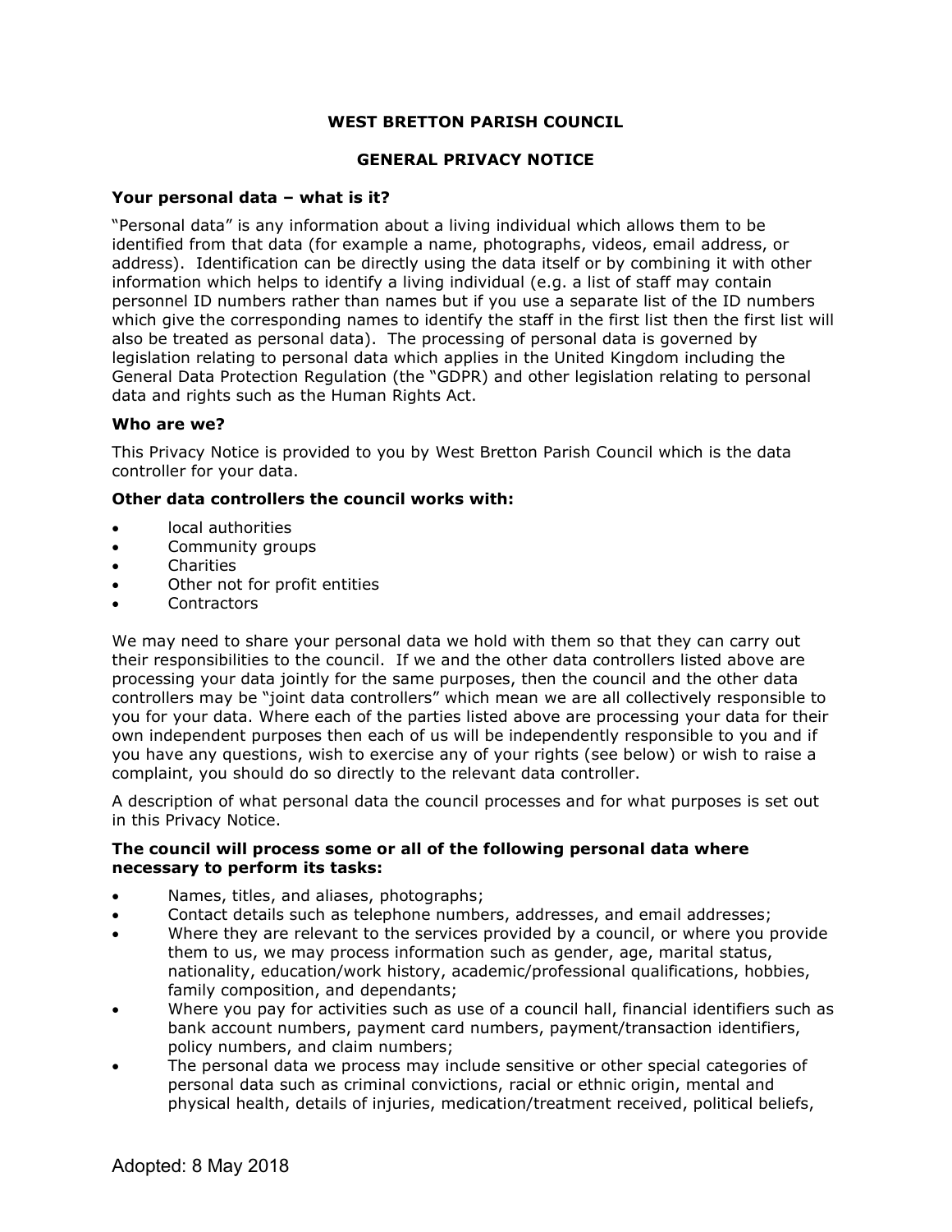# WEST BRETTON PARISH COUNCIL

## GENERAL PRIVACY NOTICE

### Your personal data – what is it?

"Personal data" is any information about a living individual which allows them to be identified from that data (for example a name, photographs, videos, email address, or address). Identification can be directly using the data itself or by combining it with other information which helps to identify a living individual (e.g. a list of staff may contain personnel ID numbers rather than names but if you use a separate list of the ID numbers which give the corresponding names to identify the staff in the first list then the first list will also be treated as personal data). The processing of personal data is governed by legislation relating to personal data which applies in the United Kingdom including the General Data Protection Regulation (the "GDPR) and other legislation relating to personal data and rights such as the Human Rights Act.

### Who are we?

This Privacy Notice is provided to you by West Bretton Parish Council which is the data controller for your data.

### Other data controllers the council works with:

- local authorities
- Community groups
- Charities
- Other not for profit entities
- Contractors

We may need to share your personal data we hold with them so that they can carry out their responsibilities to the council. If we and the other data controllers listed above are processing your data jointly for the same purposes, then the council and the other data controllers may be "joint data controllers" which mean we are all collectively responsible to you for your data. Where each of the parties listed above are processing your data for their own independent purposes then each of us will be independently responsible to you and if you have any questions, wish to exercise any of your rights (see below) or wish to raise a complaint, you should do so directly to the relevant data controller.

A description of what personal data the council processes and for what purposes is set out in this Privacy Notice.

### The council will process some or all of the following personal data where necessary to perform its tasks:

- Names, titles, and aliases, photographs;
- Contact details such as telephone numbers, addresses, and email addresses;
- Where they are relevant to the services provided by a council, or where you provide them to us, we may process information such as gender, age, marital status, nationality, education/work history, academic/professional qualifications, hobbies, family composition, and dependants;
- Where you pay for activities such as use of a council hall, financial identifiers such as bank account numbers, payment card numbers, payment/transaction identifiers, policy numbers, and claim numbers;
- The personal data we process may include sensitive or other special categories of personal data such as criminal convictions, racial or ethnic origin, mental and physical health, details of injuries, medication/treatment received, political beliefs,

Adopted: 8 May 2018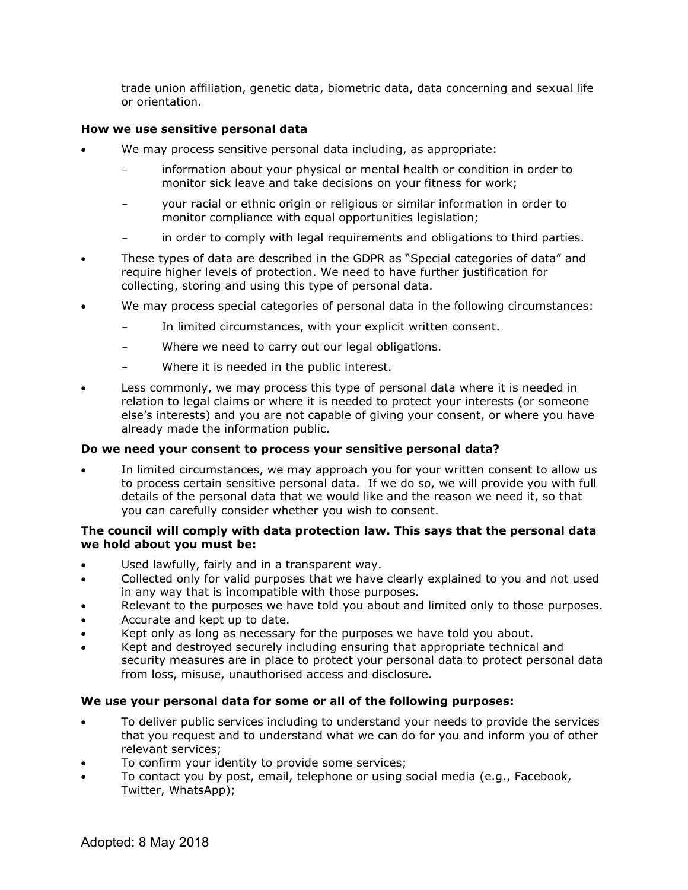trade union affiliation, genetic data, biometric data, data concerning and sexual life or orientation.

**How we use sensitive personal data**

- We may process sensitive personal data including, as appropriate:
  - information about your physical or mental health or condition in order to monitor sick leave and take decisions on your fitness for work;
  - your racial or ethnic origin or religious or similar information in order to monitor compliance with equal opportunities legislation;
  - in order to comply with legal requirements and obligations to third parties.
- These types of data are described in the GDPR as "Special categories of data" and require higher levels of protection. We need to have further justification for collecting, storing and using this type of personal data.
- We may process special categories of personal data in the following circumstances:
  - In limited circumstances, with your explicit written consent.
  - Where we need to carry out our legal obligations.
  - Where it is needed in the public interest.
- Less commonly, we may process this type of personal data where it is needed in relation to legal claims or where it is needed to protect your interests (or someone else's interests) and you are not capable of giving your consent, or where you have already made the information public.

**Do we need your consent to process your sensitive personal data?**

- In limited circumstances, we may approach you for your written consent to allow us to process certain sensitive personal data. If we do so, we will provide you with full details of the personal data that we would like and the reason we need it, so that you can carefully consider whether you wish to consent.

**The council will comply with data protection law. This says that the personal data we hold about you must be:**

- Used lawfully, fairly and in a transparent way.
- Collected only for valid purposes that we have clearly explained to you and not used in any way that is incompatible with those purposes.
- Relevant to the purposes we have told you about and limited only to those purposes.
- Accurate and kept up to date.
- Kept only as long as necessary for the purposes we have told you about.
- Kept and destroyed securely including ensuring that appropriate technical and security measures are in place to protect your personal data to protect personal data from loss, misuse, unauthorised access and disclosure.

**We use your personal data for some or all of the following purposes:**

- To deliver public services including to understand your needs to provide the services that you request and to understand what we can do for you and inform you of other relevant services;
- To confirm your identity to provide some services;
- To contact you by post, email, telephone or using social media (e.g., Facebook, Twitter, WhatsApp);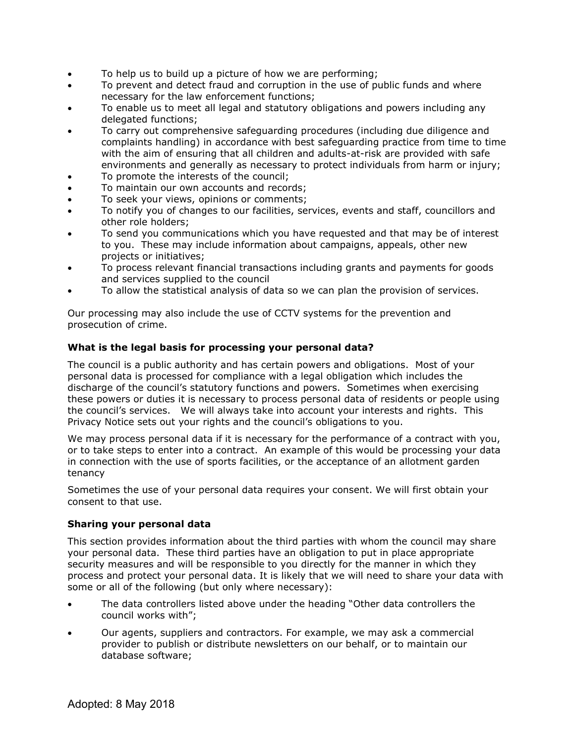- To help us to build up a picture of how we are performing;
- To prevent and detect fraud and corruption in the use of public funds and where necessary for the law enforcement functions;
- To enable us to meet all legal and statutory obligations and powers including any delegated functions;
- To carry out comprehensive safeguarding procedures (including due diligence and complaints handling) in accordance with best safeguarding practice from time to time with the aim of ensuring that all children and adults-at-risk are provided with safe environments and generally as necessary to protect individuals from harm or injury;
- To promote the interests of the council;
- To maintain our own accounts and records;
- To seek your views, opinions or comments;
- To notify you of changes to our facilities, services, events and staff, councillors and other role holders;
- To send you communications which you have requested and that may be of interest to you. These may include information about campaigns, appeals, other new projects or initiatives;
- To process relevant financial transactions including grants and payments for goods and services supplied to the council
- To allow the statistical analysis of data so we can plan the provision of services.

Our processing may also include the use of CCTV systems for the prevention and prosecution of crime.

### What is the legal basis for processing your personal data?

The council is a public authority and has certain powers and obligations. Most of your personal data is processed for compliance with a legal obligation which includes the discharge of the council's statutory functions and powers. Sometimes when exercising these powers or duties it is necessary to process personal data of residents or people using the council's services. We will always take into account your interests and rights. This Privacy Notice sets out your rights and the council's obligations to you.

We may process personal data if it is necessary for the performance of a contract with you, or to take steps to enter into a contract. An example of this would be processing your data in connection with the use of sports facilities, or the acceptance of an allotment garden tenancy

Sometimes the use of your personal data requires your consent. We will first obtain your consent to that use.

### Sharing your personal data

This section provides information about the third parties with whom the council may share your personal data. These third parties have an obligation to put in place appropriate security measures and will be responsible to you directly for the manner in which they process and protect your personal data. It is likely that we will need to share your data with some or all of the following (but only where necessary):

- The data controllers listed above under the heading "Other data controllers the council works with";
- Our agents, suppliers and contractors. For example, we may ask a commercial provider to publish or distribute newsletters on our behalf, or to maintain our database software;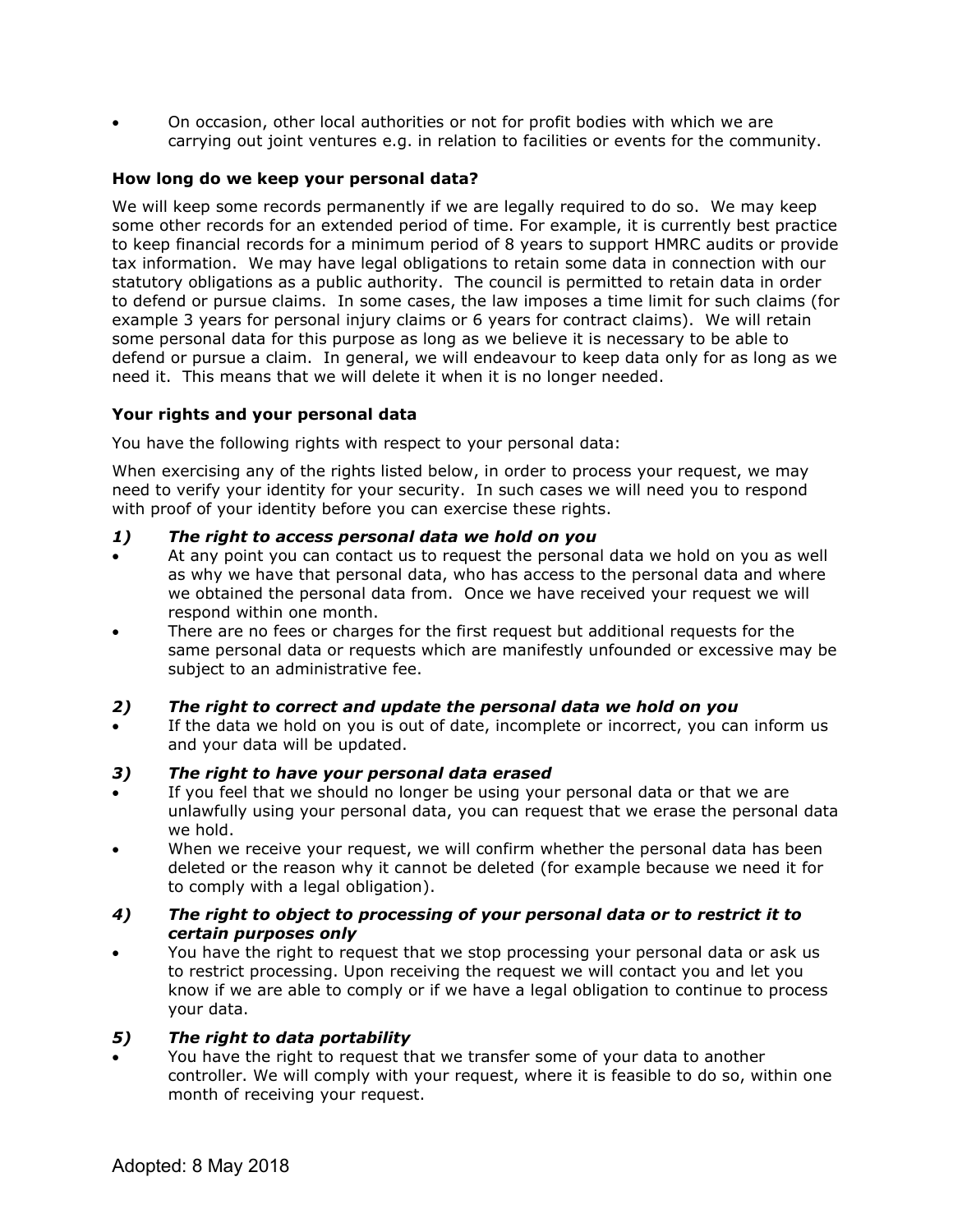- On occasion, other local authorities or not for profit bodies with which we are carrying out joint ventures e.g. in relation to facilities or events for the community.

### How long do we keep your personal data?

We will keep some records permanently if we are legally required to do so. We may keep some other records for an extended period of time. For example, it is currently best practice to keep financial records for a minimum period of 8 years to support HMRC audits or provide tax information. We may have legal obligations to retain some data in connection with our statutory obligations as a public authority. The council is permitted to retain data in order to defend or pursue claims. In some cases, the law imposes a time limit for such claims (for example 3 years for personal injury claims or 6 years for contract claims). We will retain some personal data for this purpose as long as we believe it is necessary to be able to defend or pursue a claim. In general, we will endeavour to keep data only for as long as we need it. This means that we will delete it when it is no longer needed.

### Your rights and your personal data

You have the following rights with respect to your personal data:

When exercising any of the rights listed below, in order to process your request, we may need to verify your identity for your security. In such cases we will need you to respond with proof of your identity before you can exercise these rights.

***1) The right to access personal data we hold on you***

- At any point you can contact us to request the personal data we hold on you as well as why we have that personal data, who has access to the personal data and where we obtained the personal data from. Once we have received your request we will respond within one month.
- There are no fees or charges for the first request but additional requests for the same personal data or requests which are manifestly unfounded or excessive may be subject to an administrative fee.

***2) The right to correct and update the personal data we hold on you***

- If the data we hold on you is out of date, incomplete or incorrect, you can inform us and your data will be updated.

***3) The right to have your personal data erased***

- If you feel that we should no longer be using your personal data or that we are unlawfully using your personal data, you can request that we erase the personal data we hold.
- When we receive your request, we will confirm whether the personal data has been deleted or the reason why it cannot be deleted (for example because we need it for to comply with a legal obligation).

***4) The right to object to processing of your personal data or to restrict it to certain purposes only***

- You have the right to request that we stop processing your personal data or ask us to restrict processing. Upon receiving the request we will contact you and let you know if we are able to comply or if we have a legal obligation to continue to process your data.

***5) The right to data portability***

- You have the right to request that we transfer some of your data to another controller. We will comply with your request, where it is feasible to do so, within one month of receiving your request.

Adopted: 8 May 2018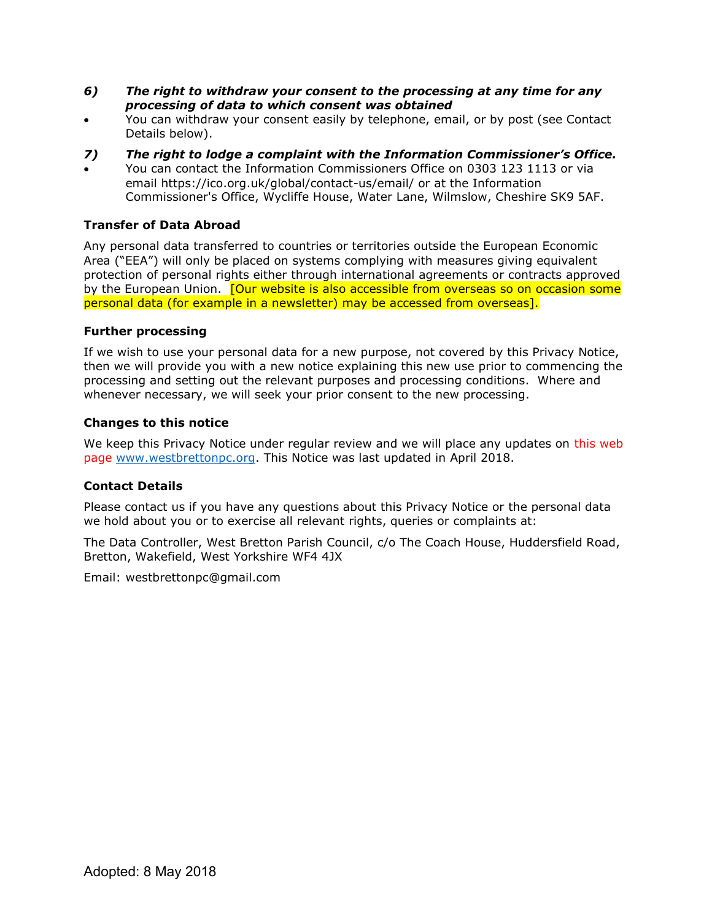6) ***The right to withdraw your consent to the processing at any time for any processing of data to which consent was obtained***

- You can withdraw your consent easily by telephone, email, or by post (see Contact Details below).

7) ***The right to lodge a complaint with the Information Commissioner's Office.***

- You can contact the Information Commissioners Office on 0303 123 1113 or via email https://ico.org.uk/global/contact-us/email/ or at the Information Commissioner's Office, Wycliffe House, Water Lane, Wilmslow, Cheshire SK9 5AF.

**Transfer of Data Abroad**

Any personal data transferred to countries or territories outside the European Economic Area ("EEA") will only be placed on systems complying with measures giving equivalent protection of personal rights either through international agreements or contracts approved by the European Union. [Our website is also accessible from overseas so on occasion some personal data (for example in a newsletter) may be accessed from overseas].

**Further processing**

If we wish to use your personal data for a new purpose, not covered by this Privacy Notice, then we will provide you with a new notice explaining this new use prior to commencing the processing and setting out the relevant purposes and processing conditions. Where and whenever necessary, we will seek your prior consent to the new processing.

**Changes to this notice**

We keep this Privacy Notice under regular review and we will place any updates on this web page www.westbrettonpc.org. This Notice was last updated in April 2018.

**Contact Details**

Please contact us if you have any questions about this Privacy Notice or the personal data we hold about you or to exercise all relevant rights, queries or complaints at:

The Data Controller, West Bretton Parish Council, c/o The Coach House, Huddersfield Road, Bretton, Wakefield, West Yorkshire WF4 4JX

Email: westbrettonpc@gmail.com

Adopted: 8 May 2018